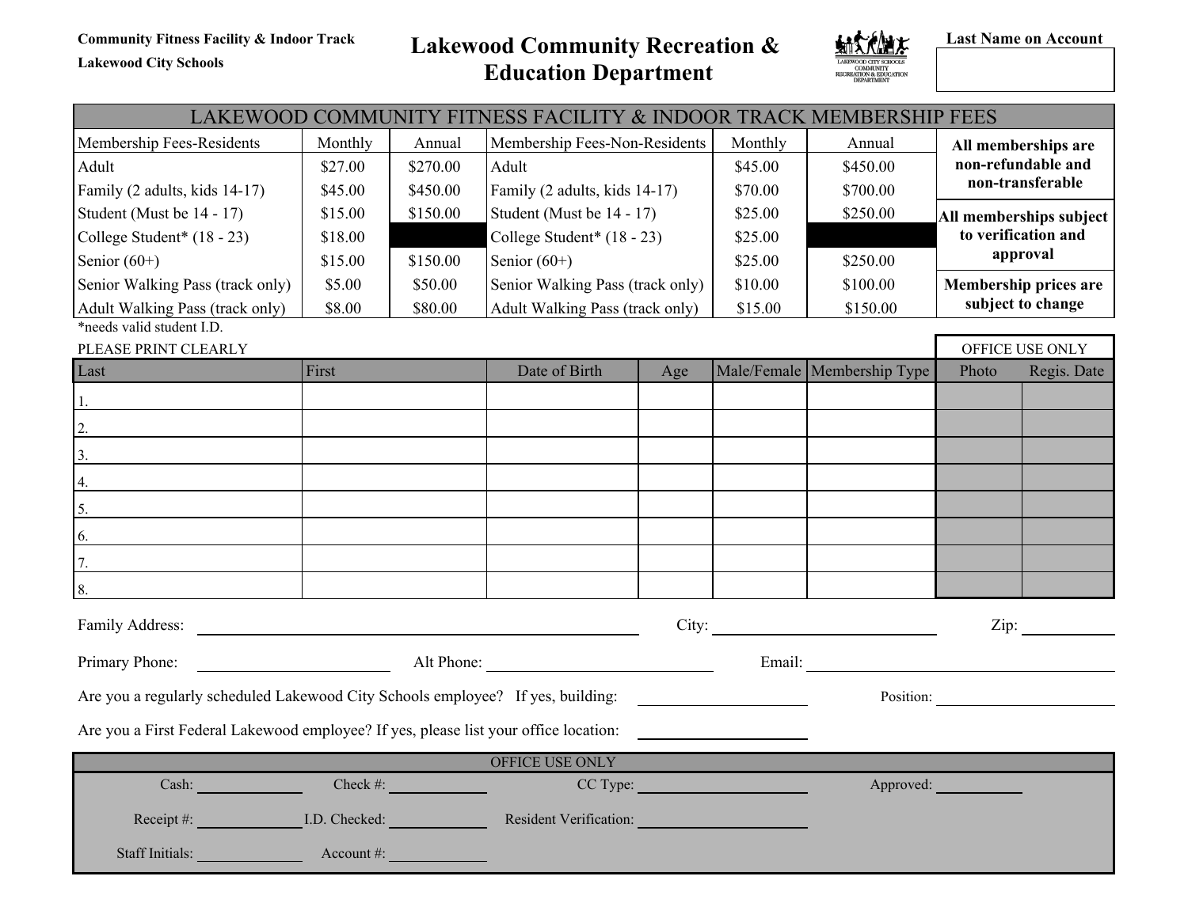Community Fitness Facility & Indoor Track

Lakewood City Schools

# Lakewood Community Recreation & Education Department

**Last Name on Account**

| LAKEWOOD COMMUNITY FITNESS FACILITY & INDOOR TRACK MEMBERSHIP FEES | | | | | | |
|---|---|---|---|---|---|---|
| Membership Fees-Residents | Monthly | Annual | Membership Fees-Non-Residents | Monthly | Annual | **All memberships are non-refundable and non-transferable** |
| Adult | $27.00 | $270.00 | Adult | $45.00 | $450.00 | |
| Family (2 adults, kids 14-17) | $45.00 | $450.00 | Family (2 adults, kids 14-17) | $70.00 | $700.00 | |
| Student (Must be 14 - 17) | $15.00 | $150.00 | Student (Must be 14 - 17) | $25.00 | $250.00 | **All memberships subject to verification and approval** |
| College Student* (18 - 23) | $18.00 | | College Student* (18 - 23) | $25.00 | | |
| Senior (60+) | $15.00 | $150.00 | Senior (60+) | $25.00 | $250.00 | |
| Senior Walking Pass (track only) | $5.00 | $50.00 | Senior Walking Pass (track only) | $10.00 | $100.00 | **Membership prices are subject to change** |
| Adult Walking Pass (track only) | $8.00 | $80.00 | Adult Walking Pass (track only) | $15.00 | $150.00 | |

*needs valid student I.D.

PLEASE PRINT CLEARLY

| Last | First | Date of Birth | Age | Male/Female | Membership Type | OFFICE USE ONLY Photo | Regis. Date |
|---|---|---|---|---|---|---|---|
| 1. | | | | | | | |
| 2. | | | | | | | |
| 3. | | | | | | | |
| 4. | | | | | | | |
| 5. | | | | | | | |
| 6. | | | | | | | |
| 7. | | | | | | | |
| 8. | | | | | | | |

Family Address: ____________________ City: ____________________ Zip: __________

Primary Phone: ____________________ Alt Phone: ____________________ Email: ____________________

Are you a regularly scheduled Lakewood City Schools employee? If yes, building: __________ Position: __________

Are you a First Federal Lakewood employee? If yes, please list your office location: __________

| OFFICE USE ONLY | | | |
|---|---|---|---|
| Cash: __________ | Check #: __________ | CC Type: __________ | Approved: __________ |
| Receipt #: __________ | I.D. Checked: __________ | Resident Verification: __________ | |
| Staff Initials: __________ | Account #: __________ | | |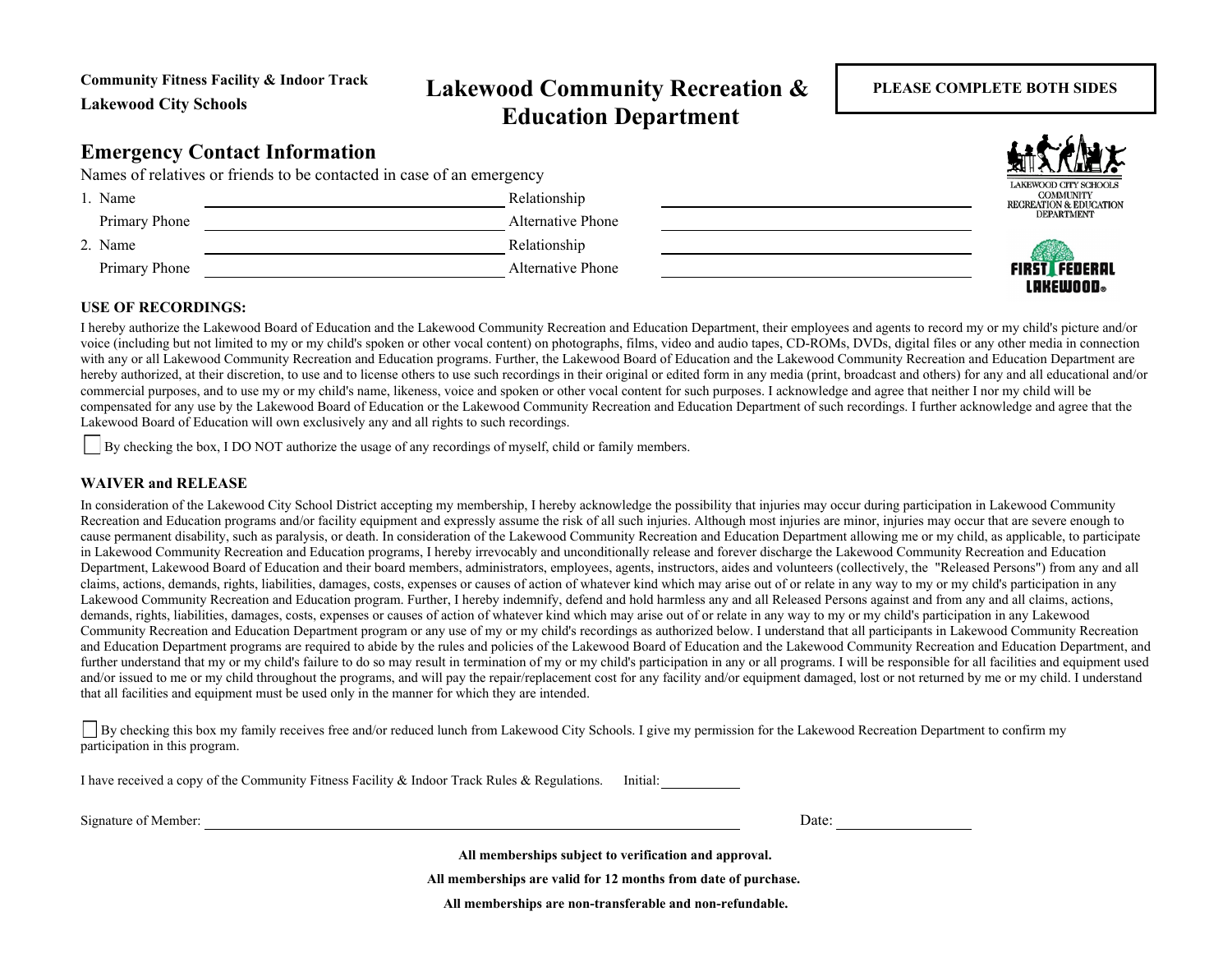**Community Fitness Facility & Indoor Track**

**Lakewood City Schools**

# Lakewood Community Recreation & Education Department

**PLEASE COMPLETE BOTH SIDES**

LAKEWOOD CITY SCHOOLS COMMUNITY RECREATION & EDUCATION DEPARTMENT

FIRST FEDERAL LAKEWOOD®

## Emergency Contact Information

Names of relatives or friends to be contacted in case of an emergency

1. Name ______________________ Relationship ______________________

   Primary Phone ______________________ Alternative Phone ______________________

2. Name ______________________ Relationship ______________________

   Primary Phone ______________________ Alternative Phone ______________________

### USE OF RECORDINGS:

I hereby authorize the Lakewood Board of Education and the Lakewood Community Recreation and Education Department, their employees and agents to record my or my child's picture and/or voice (including but not limited to my or my child's spoken or other vocal content) on photographs, films, video and audio tapes, CD-ROMs, DVDs, digital files or any other media in connection with any or all Lakewood Community Recreation and Education programs. Further, the Lakewood Board of Education and the Lakewood Community Recreation and Education Department are hereby authorized, at their discretion, to use and to license others to use such recordings in their original or edited form in any media (print, broadcast and others) for any and all educational and/or commercial purposes, and to use my or my child's name, likeness, voice and spoken or other vocal content for such purposes. I acknowledge and agree that neither I nor my child will be compensated for any use by the Lakewood Board of Education or the Lakewood Community Recreation and Education Department of such recordings. I further acknowledge and agree that the Lakewood Board of Education will own exclusively any and all rights to such recordings.

☐ By checking the box, I DO NOT authorize the usage of any recordings of myself, child or family members.

### WAIVER and RELEASE

In consideration of the Lakewood City School District accepting my membership, I hereby acknowledge the possibility that injuries may occur during participation in Lakewood Community Recreation and Education programs and/or facility equipment and expressly assume the risk of all such injuries. Although most injuries are minor, injuries may occur that are severe enough to cause permanent disability, such as paralysis, or death. In consideration of the Lakewood Community Recreation and Education Department allowing me or my child, as applicable, to participate in Lakewood Community Recreation and Education programs, I hereby irrevocably and unconditionally release and forever discharge the Lakewood Community Recreation and Education Department, Lakewood Board of Education and their board members, administrators, employees, agents, instructors, aides and volunteers (collectively, the "Released Persons") from any and all claims, actions, demands, rights, liabilities, damages, costs, expenses or causes of action of whatever kind which may arise out of or relate in any way to my or my child's participation in any Lakewood Community Recreation and Education program. Further, I hereby indemnify, defend and hold harmless any and all Released Persons against and from any and all claims, actions, demands, rights, liabilities, damages, costs, expenses or causes of action of whatever kind which may arise out of or relate in any way to my or my child's participation in any Lakewood Community Recreation and Education Department program or any use of my or my child's recordings as authorized below. I understand that all participants in Lakewood Community Recreation and Education Department programs are required to abide by the rules and policies of the Lakewood Board of Education and the Lakewood Community Recreation and Education Department, and further understand that my or my child's failure to do so may result in termination of my or my child's participation in any or all programs. I will be responsible for all facilities and equipment used and/or issued to me or my child throughout the programs, and will pay the repair/replacement cost for any facility and/or equipment damaged, lost or not returned by me or my child. I understand that all facilities and equipment must be used only in the manner for which they are intended.

☐ By checking this box my family receives free and/or reduced lunch from Lakewood City Schools. I give my permission for the Lakewood Recreation Department to confirm my participation in this program.

I have received a copy of the Community Fitness Facility & Indoor Track Rules & Regulations. Initial: __________

Signature of Member: ______________________________ Date: ______________

**All memberships subject to verification and approval.**

**All memberships are valid for 12 months from date of purchase.**

**All memberships are non-transferable and non-refundable.**